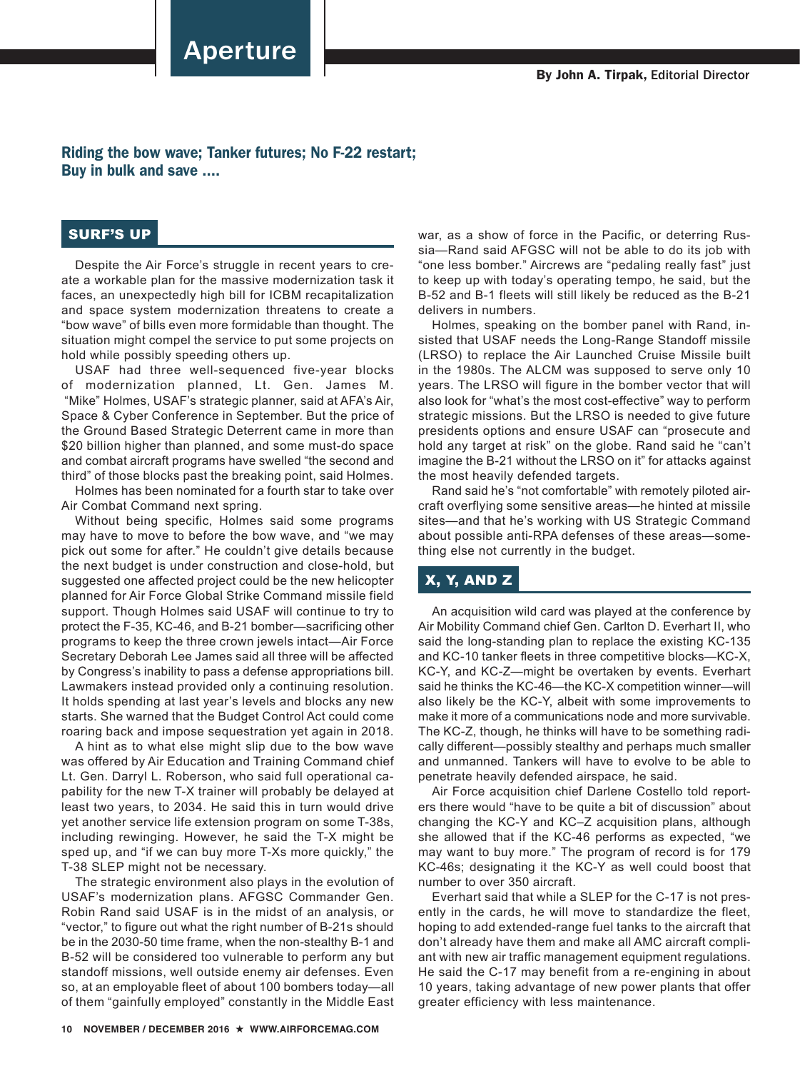# Aperture

**By John A. Tirpak,** Editorial Director

**Riding the bow wave; Tanker futures; No F-22 restart; Buy in bulk and save ....**

## SURF'S UP

Despite the Air Force's struggle in recent years to create a workable plan for the massive modernization task it faces, an unexpectedly high bill for ICBM recapitalization and space system modernization threatens to create a "bow wave" of bills even more formidable than thought. The situation might compel the service to put some projects on hold while possibly speeding others up.

USAF had three well-sequenced five-year blocks of modernization planned, Lt. Gen. James M. "Mike" Holmes, USAF's strategic planner, said at AFA's Air, Space & Cyber Conference in September. But the price of the Ground Based Strategic Deterrent came in more than $20 billion higher than planned, and some must-do space and combat aircraft programs have swelled "the second and third" of those blocks past the breaking point, said Holmes.

Holmes has been nominated for a fourth star to take over Air Combat Command next spring.

Without being specific, Holmes said some programs may have to move to before the bow wave, and "we may pick out some for after." He couldn't give details because the next budget is under construction and close-hold, but suggested one affected project could be the new helicopter planned for Air Force Global Strike Command missile field support. Though Holmes said USAF will continue to try to protect the F-35, KC-46, and B-21 bomber—sacrificing other programs to keep the three crown jewels intact—Air Force Secretary Deborah Lee James said all three will be affected by Congress's inability to pass a defense appropriations bill. Lawmakers instead provided only a continuing resolution. It holds spending at last year's levels and blocks any new starts. She warned that the Budget Control Act could come roaring back and impose sequestration yet again in 2018.

A hint as to what else might slip due to the bow wave was offered by Air Education and Training Command chief Lt. Gen. Darryl L. Roberson, who said full operational capability for the new T-X trainer will probably be delayed at least two years, to 2034. He said this in turn would drive yet another service life extension program on some T-38s, including rewinging. However, he said the T-X might be sped up, and "if we can buy more T-Xs more quickly," the T-38 SLEP might not be necessary.

The strategic environment also plays in the evolution of USAF's modernization plans. AFGSC Commander Gen. Robin Rand said USAF is in the midst of an analysis, or "vector," to figure out what the right number of B-21s should be in the 2030-50 time frame, when the non-stealthy B-1 and B-52 will be considered too vulnerable to perform any but standoff missions, well outside enemy air defenses. Even so, at an employable fleet of about 100 bombers today—all of them "gainfully employed" constantly in the Middle East war, as a show of force in the Pacific, or deterring Russia—Rand said AFGSC will not be able to do its job with "one less bomber." Aircrews are "pedaling really fast" just to keep up with today's operating tempo, he said, but the B-52 and B-1 fleets will still likely be reduced as the B-21 delivers in numbers.

Holmes, speaking on the bomber panel with Rand, insisted that USAF needs the Long-Range Standoff missile (LRSO) to replace the Air Launched Cruise Missile built in the 1980s. The ALCM was supposed to serve only 10 years. The LRSO will figure in the bomber vector that will also look for "what's the most cost-effective" way to perform strategic missions. But the LRSO is needed to give future presidents options and ensure USAF can "prosecute and hold any target at risk" on the globe. Rand said he "can't imagine the B-21 without the LRSO on it" for attacks against the most heavily defended targets.

Rand said he's "not comfortable" with remotely piloted aircraft overflying some sensitive areas—he hinted at missile sites—and that he's working with US Strategic Command about possible anti-RPA defenses of these areas—something else not currently in the budget.

## X, Y, AND Z

An acquisition wild card was played at the conference by Air Mobility Command chief Gen. Carlton D. Everhart II, who said the long-standing plan to replace the existing KC-135 and KC-10 tanker fleets in three competitive blocks—KC-X, KC-Y, and KC-Z—might be overtaken by events. Everhart said he thinks the KC-46—the KC-X competition winner—will also likely be the KC-Y, albeit with some improvements to make it more of a communications node and more survivable. The KC-Z, though, he thinks will have to be something radically different—possibly stealthy and perhaps much smaller and unmanned. Tankers will have to evolve to be able to penetrate heavily defended airspace, he said.

Air Force acquisition chief Darlene Costello told reporters there would "have to be quite a bit of discussion" about changing the KC-Y and KC–Z acquisition plans, although she allowed that if the KC-46 performs as expected, "we may want to buy more." The program of record is for 179 KC-46s; designating it the KC-Y as well could boost that number to over 350 aircraft.

Everhart said that while a SLEP for the C-17 is not presently in the cards, he will move to standardize the fleet, hoping to add extended-range fuel tanks to the aircraft that don't already have them and make all AMC aircraft compliant with new air traffic management equipment regulations. He said the C-17 may benefit from a re-engining in about 10 years, taking advantage of new power plants that offer greater efficiency with less maintenance.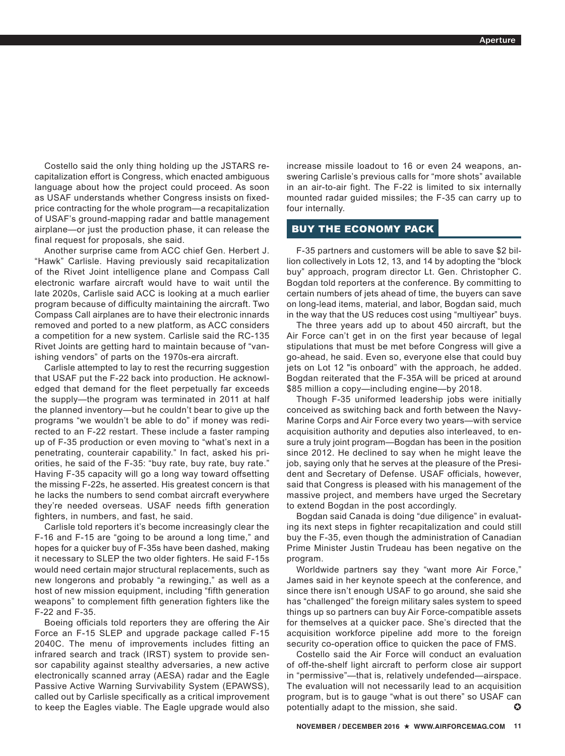Costello said the only thing holding up the JSTARS recapitalization effort is Congress, which enacted ambiguous language about how the project could proceed. As soon as USAF understands whether Congress insists on fixed-price contracting for the whole program—a recapitalization of USAF's ground-mapping radar and battle management airplane—or just the production phase, it can release the final request for proposals, she said.

Another surprise came from ACC chief Gen. Herbert J. "Hawk" Carlisle. Having previously said recapitalization of the Rivet Joint intelligence plane and Compass Call electronic warfare aircraft would have to wait until the late 2020s, Carlisle said ACC is looking at a much earlier program because of difficulty maintaining the aircraft. Two Compass Call airplanes are to have their electronic innards removed and ported to a new platform, as ACC considers a competition for a new system. Carlisle said the RC-135 Rivet Joints are getting hard to maintain because of "vanishing vendors" of parts on the 1970s-era aircraft.

Carlisle attempted to lay to rest the recurring suggestion that USAF put the F-22 back into production. He acknowledged that demand for the fleet perpetually far exceeds the supply—the program was terminated in 2011 at half the planned inventory—but he couldn't bear to give up the programs "we wouldn't be able to do" if money was redirected to an F-22 restart. These include a faster ramping up of F-35 production or even moving to "what's next in a penetrating, counterair capability." In fact, asked his priorities, he said of the F-35: "buy rate, buy rate, buy rate." Having F-35 capacity will go a long way toward offsetting the missing F-22s, he asserted. His greatest concern is that he lacks the numbers to send combat aircraft everywhere they're needed overseas. USAF needs fifth generation fighters, in numbers, and fast, he said.

Carlisle told reporters it's become increasingly clear the F-16 and F-15 are "going to be around a long time," and hopes for a quicker buy of F-35s have been dashed, making it necessary to SLEP the two older fighters. He said F-15s would need certain major structural replacements, such as new longerons and probably "a rewinging," as well as a host of new mission equipment, including "fifth generation weapons" to complement fifth generation fighters like the F-22 and F-35.

Boeing officials told reporters they are offering the Air Force an F-15 SLEP and upgrade package called F-15 2040C. The menu of improvements includes fitting an infrared search and track (IRST) system to provide sensor capability against stealthy adversaries, a new active electronically scanned array (AESA) radar and the Eagle Passive Active Warning Survivability System (EPAWSS), called out by Carlisle specifically as a critical improvement to keep the Eagles viable. The Eagle upgrade would also increase missile loadout to 16 or even 24 weapons, answering Carlisle's previous calls for "more shots" available in an air-to-air fight. The F-22 is limited to six internally mounted radar guided missiles; the F-35 can carry up to four internally.

## BUY THE ECONOMY PACK

F-35 partners and customers will be able to save $2 billion collectively in Lots 12, 13, and 14 by adopting the "block buy" approach, program director Lt. Gen. Christopher C. Bogdan told reporters at the conference. By committing to certain numbers of jets ahead of time, the buyers can save on long-lead items, material, and labor, Bogdan said, much in the way that the US reduces cost using "multiyear" buys.

The three years add up to about 450 aircraft, but the Air Force can't get in on the first year because of legal stipulations that must be met before Congress will give a go-ahead, he said. Even so, everyone else that could buy jets on Lot 12 "is onboard" with the approach, he added. Bogdan reiterated that the F-35A will be priced at around $85 million a copy—including engine—by 2018.

Though F-35 uniformed leadership jobs were initially conceived as switching back and forth between the Navy-Marine Corps and Air Force every two years—with service acquisition authority and deputies also interleaved, to ensure a truly joint program—Bogdan has been in the position since 2012. He declined to say when he might leave the job, saying only that he serves at the pleasure of the President and Secretary of Defense. USAF officials, however, said that Congress is pleased with his management of the massive project, and members have urged the Secretary to extend Bogdan in the post accordingly.

Bogdan said Canada is doing "due diligence" in evaluating its next steps in fighter recapitalization and could still buy the F-35, even though the administration of Canadian Prime Minister Justin Trudeau has been negative on the program.

Worldwide partners say they "want more Air Force," James said in her keynote speech at the conference, and since there isn't enough USAF to go around, she said she has "challenged" the foreign military sales system to speed things up so partners can buy Air Force-compatible assets for themselves at a quicker pace. She's directed that the acquisition workforce pipeline add more to the foreign security co-operation office to quicken the pace of FMS.

Costello said the Air Force will conduct an evaluation of off-the-shelf light aircraft to perform close air support in "permissive"—that is, relatively undefended—airspace. The evaluation will not necessarily lead to an acquisition program, but is to gauge "what is out there" so USAF can potentially adapt to the mission, she said. ✪